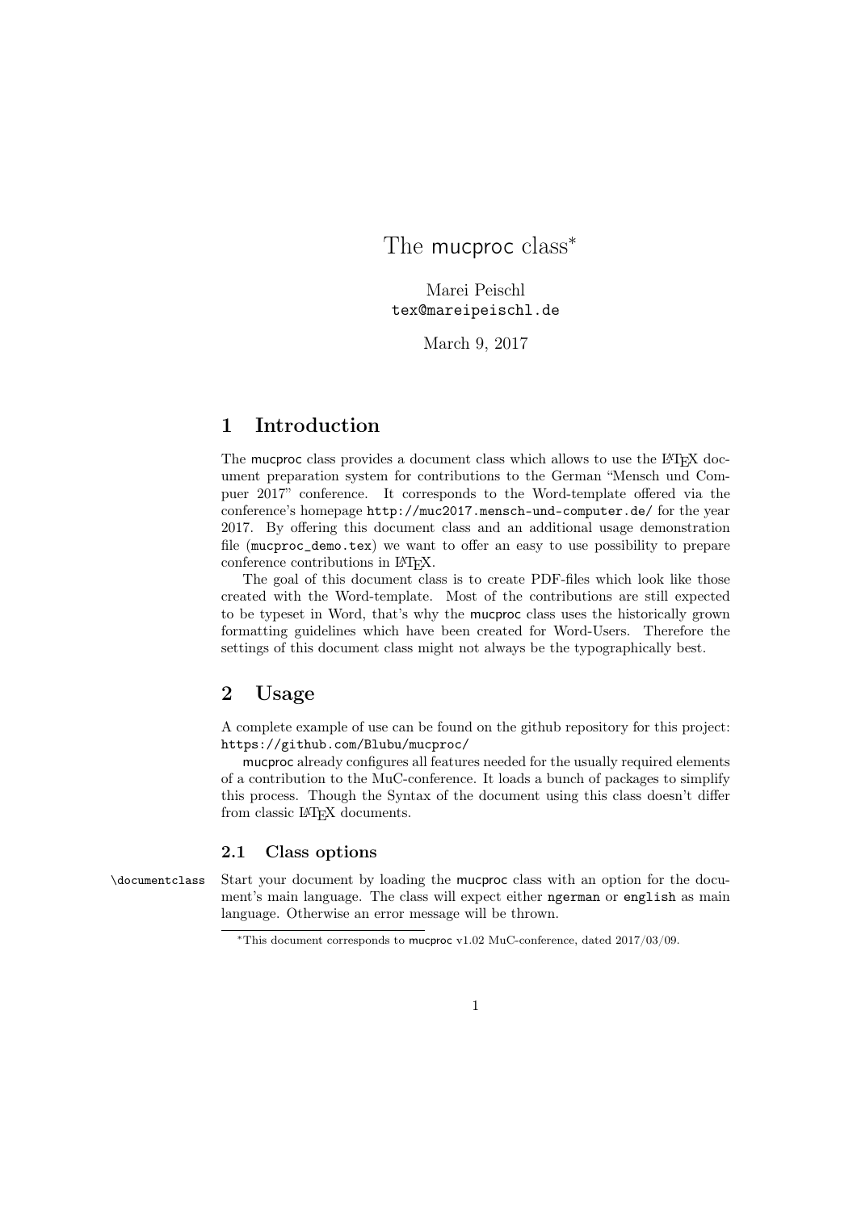# The mucproc class*

Marei Peischl
tex@mareipeischl.de

March 9, 2017

## 1 Introduction

The mucproc class provides a document class which allows to use the LaTeX document preparation system for contributions to the German "Mensch und Computer 2017" conference. It corresponds to the Word-template offered via the conference's homepage http://muc2017.mensch-und-computer.de/ for the year 2017. By offering this document class and an additional usage demonstration file (mucproc_demo.tex) we want to offer an easy to use possibility to prepare conference contributions in LaTeX.

The goal of this document class is to create PDF-files which look like those created with the Word-template. Most of the contributions are still expected to be typeset in Word, that's why the mucproc class uses the historically grown formatting guidelines which have been created for Word-Users. Therefore the settings of this document class might not always be the typographically best.

## 2 Usage

A complete example of use can be found on the github repository for this project: https://github.com/Blubu/mucproc/

mucproc already configures all features needed for the usually required elements of a contribution to the MuC-conference. It loads a bunch of packages to simplify this process. Though the Syntax of the document using this class doesn't differ from classic LaTeX documents.

### 2.1 Class options

\documentclass Start your document by loading the mucproc class with an option for the document's main language. The class will expect either ngerman or english as main language. Otherwise an error message will be thrown.

*This document corresponds to mucproc v1.02 MuC-conference, dated 2017/03/09.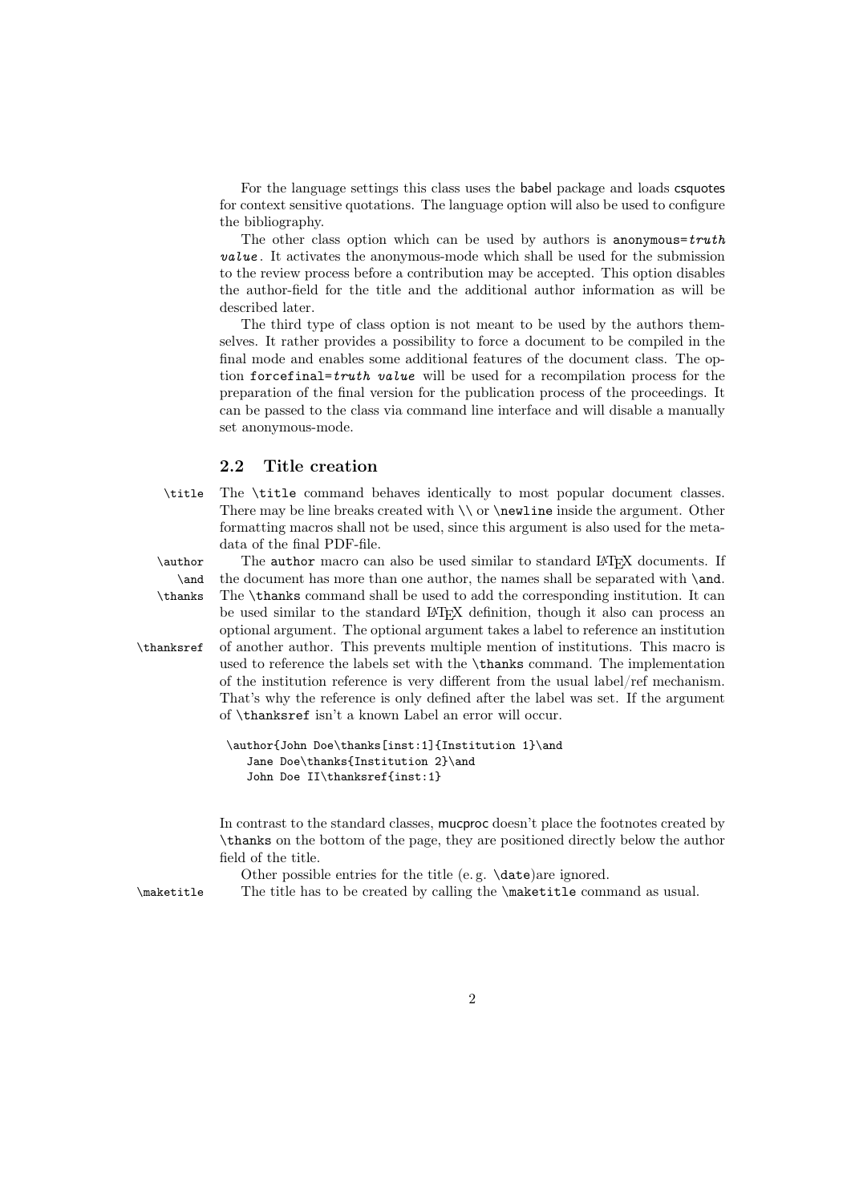For the language settings this class uses the babel package and loads csquotes for context sensitive quotations. The language option will also be used to configure the bibliography.

The other class option which can be used by authors is `anonymous=`*truth value*. It activates the anonymous-mode which shall be used for the submission to the review process before a contribution may be accepted. This option disables the author-field for the title and the additional author information as will be described later.

The third type of class option is not meant to be used by the authors themselves. It rather provides a possibility to force a document to be compiled in the final mode and enables some additional features of the document class. The option `forcefinal=`*truth value* will be used for a recompilation process for the preparation of the final version for the publication process of the proceedings. It can be passed to the class via command line interface and will disable a manually set anonymous-mode.

### 2.2 Title creation

`\title` The `\title` command behaves identically to most popular document classes. There may be line breaks created with `\\` or `\newline` inside the argument. Other formatting macros shall not be used, since this argument is also used for the meta-data of the final PDF-file.

`\author` `\and` `\thanks` `\thanksref` The `author` macro can also be used similar to standard LaTeX documents. If the document has more than one author, the names shall be separated with `\and`. The `\thanks` command shall be used to add the corresponding institution. It can be used similar to the standard LaTeX definition, though it also can process an optional argument. The optional argument takes a label to reference an institution of another author. This prevents multiple mention of institutions. This macro is used to reference the labels set with the `\thanks` command. The implementation of the institution reference is very different from the usual label/ref mechanism. That's why the reference is only defined after the label was set. If the argument of `\thanksref` isn't a known Label an error will occur.

```
\author{John Doe\thanks[inst:1]{Institution 1}\and
    Jane Doe\thanks{Institution 2}\and
    John Doe II\thanksref{inst:1}
```

In contrast to the standard classes, mucproc doesn't place the footnotes created by `\thanks` on the bottom of the page, they are positioned directly below the author field of the title.

Other possible entries for the title (e. g. `\date`)are ignored.

`\maketitle` The title has to be created by calling the `\maketitle` command as usual.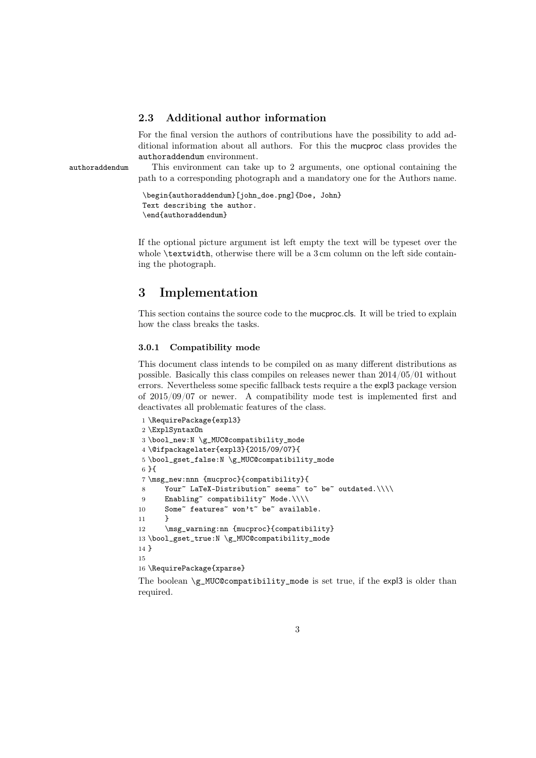### 2.3 Additional author information

For the final version the authors of contributions have the possibility to add additional information about all authors. For this the mucproc class provides the authoraddendum environment.

authoraddendum

This environment can take up to 2 arguments, one optional containing the path to a corresponding photograph and a mandatory one for the Authors name.

```
\begin{authoraddendum}[john_doe.png]{Doe, John}
Text describing the author.
\end{authoraddendum}
```

If the optional picture argument ist left empty the text will be typeset over the whole \textwidth, otherwise there will be a 3 cm column on the left side containing the photograph.

# 3 Implementation

This section contains the source code to the mucproc.cls. It will be tried to explain how the class breaks the tasks.

#### 3.0.1 Compatibility mode

This document class intends to be compiled on as many different distributions as possible. Basically this class compiles on releases newer than 2014/05/01 without errors. Nevertheless some specific fallback tests require a the expl3 package version of 2015/09/07 or newer. A compatibility mode test is implemented first and deactivates all problematic features of the class.

```
1 \RequirePackage{expl3}
2 \ExplSyntaxOn
3 \bool_new:N \g_MUC@compatibility_mode
4 \@ifpackagelater{expl3}{2015/09/07}{
5 \bool_gset_false:N \g_MUC@compatibility_mode
6 }{
7 \msg_new:nnn {mucproc}{compatibility}{
8     Your~ LaTeX-Distribution~ seems~ to~ be~ outdated.\\\\
9     Enabling~ compatibility~ Mode.\\\\
10    Some~ features~ won't~ be~ available.
11    }
12    \msg_warning:nn {mucproc}{compatibility}
13 \bool_gset_true:N \g_MUC@compatibility_mode
14 }
15
16 \RequirePackage{xparse}
```

The boolean \g_MUC@compatibility_mode is set true, if the expl3 is older than required.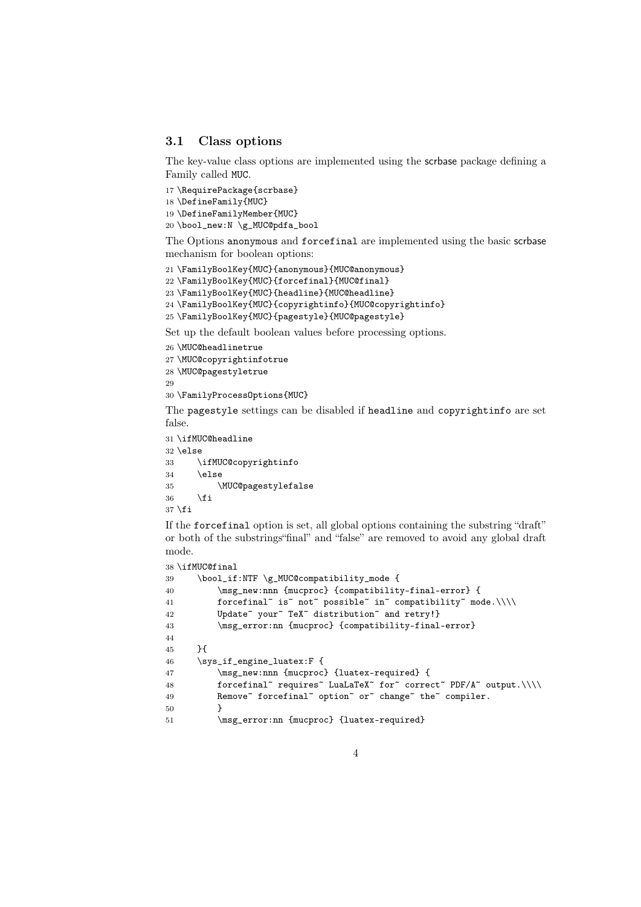### 3.1 Class options

The key-value class options are implemented using the scrbase package defining a Family called MUC.

```
17 \RequirePackage{scrbase}
18 \DefineFamily{MUC}
19 \DefineFamilyMember{MUC}
20 \bool_new:N \g_MUC@pdfa_bool
```

The Options `anonymous` and `forcefinal` are implemented using the basic scrbase mechanism for boolean options:

```
21 \FamilyBoolKey{MUC}{anonymous}{MUC@anonymous}
22 \FamilyBoolKey{MUC}{forcefinal}{MUC@final}
23 \FamilyBoolKey{MUC}{headline}{MUC@headline}
24 \FamilyBoolKey{MUC}{copyrightinfo}{MUC@copyrightinfo}
25 \FamilyBoolKey{MUC}{pagestyle}{MUC@pagestyle}
```

Set up the default boolean values before processing options.

```
26 \MUC@headlinetrue
27 \MUC@copyrightinfotrue
28 \MUC@pagestyletrue
29
30 \FamilyProcessOptions{MUC}
```

The `pagestyle` settings can be disabled if `headline` and `copyrightinfo` are set false.

```
31 \ifMUC@headline
32 \else
33     \ifMUC@copyrightinfo
34     \else
35         \MUC@pagestylefalse
36     \fi
37 \fi
```

If the `forcefinal` option is set, all global options containing the substring "draft" or both of the substrings"final" and "false" are removed to avoid any global draft mode.

```
38 \ifMUC@final
39     \bool_if:NTF \g_MUC@compatibility_mode {
40         \msg_new:nnn {mucproc} {compatibility-final-error} {
41         forcefinal~ is~ not~ possible~ in~ compatibility~ mode.\\\\
42         Update~ your~ TeX~ distribution~ and retry!}
43         \msg_error:nn {mucproc} {compatibility-final-error}
44
45     }{
46     \sys_if_engine_luatex:F {
47         \msg_new:nnn {mucproc} {luatex-required} {
48         forcefinal~ requires~ LuaLaTeX~ for~ correct~ PDF/A~ output.\\\\
49         Remove~ forcefinal~ option~ or~ change~ the~ compiler.
50         }
51         \msg_error:nn {mucproc} {luatex-required}
```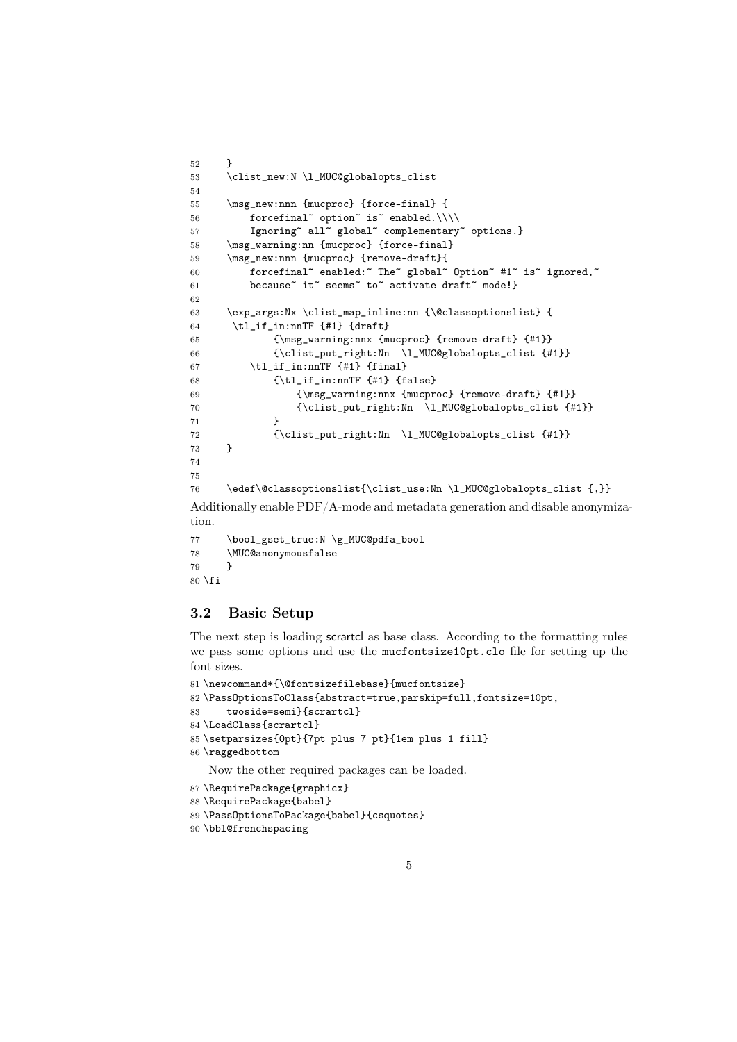```
52     }
53     \clist_new:N \l_MUC@globalopts_clist
54
55     \msg_new:nnn {mucproc} {force-final} {
56         forcefinal~ option~ is~ enabled.\\\\
57         Ignoring~ all~ global~ complementary~ options.}
58     \msg_warning:nn {mucproc} {force-final}
59     \msg_new:nnn {mucproc} {remove-draft}{
60         forcefinal~ enabled:~ The~ global~ Option~ #1~ is~ ignored,~
61         because~ it~ seems~ to~ activate draft~ mode!}
62
63     \exp_args:Nx \clist_map_inline:nn {\@classoptionslist} {
64      \tl_if_in:nnTF {#1} {draft}
65             {\msg_warning:nnx {mucproc} {remove-draft} {#1}}
66             {\clist_put_right:Nn  \l_MUC@globalopts_clist {#1}}
67         \tl_if_in:nnTF {#1} {final}
68             {\tl_if_in:nnTF {#1} {false}
69                 {\msg_warning:nnx {mucproc} {remove-draft} {#1}}
70                 {\clist_put_right:Nn  \l_MUC@globalopts_clist {#1}}
71             }
72             {\clist_put_right:Nn  \l_MUC@globalopts_clist {#1}}
73     }
74
75
76     \edef\@classoptionslist{\clist_use:Nn \l_MUC@globalopts_clist {,}}
```

Additionally enable PDF/A-mode and metadata generation and disable anonymization.

```
77     \bool_gset_true:N \g_MUC@pdfa_bool
78     \MUC@anonymousfalse
79     }
80 \fi
```

## 3.2 Basic Setup

The next step is loading scrartcl as base class. According to the formatting rules we pass some options and use the mucfontsize10pt.clo file for setting up the font sizes.

```
81 \newcommand*{\@fontsizefilebase}{mucfontsize}
82 \PassOptionsToClass{abstract=true,parskip=full,fontsize=10pt,
83     twoside=semi}{scrartcl}
84 \LoadClass{scrartcl}
85 \setparsizes{0pt}{7pt plus 7 pt}{1em plus 1 fill}
86 \raggedbottom
```

Now the other required packages can be loaded.

```
87 \RequirePackage{graphicx}
88 \RequirePackage{babel}
89 \PassOptionsToPackage{babel}{csquotes}
90 \bbl@frenchspacing
```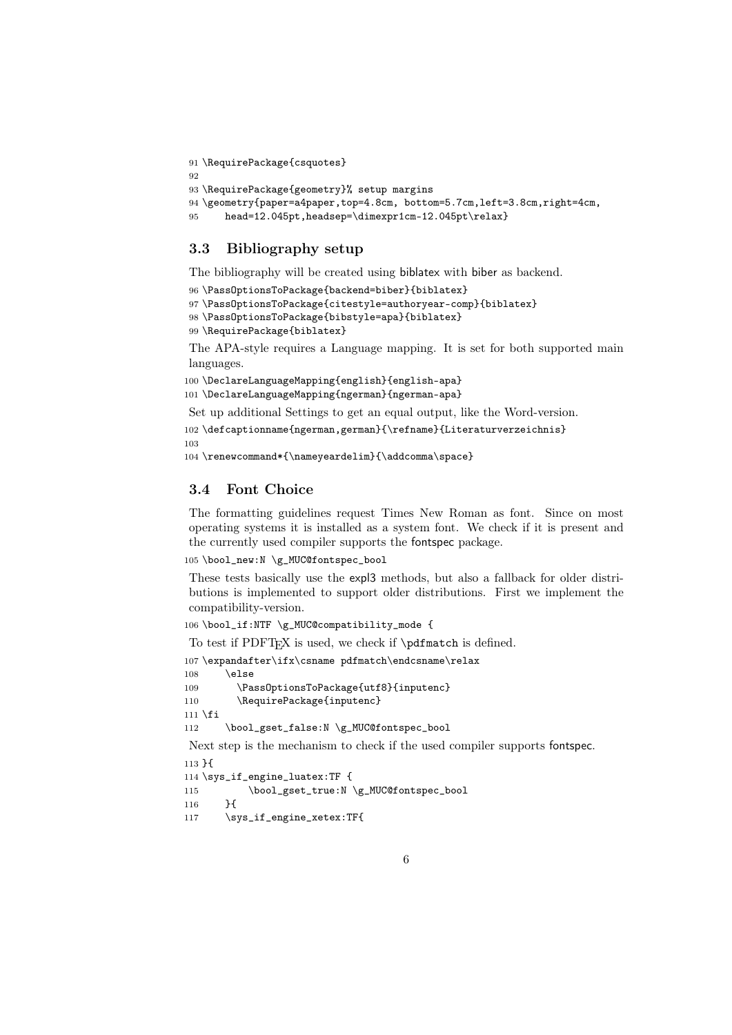```
91 \RequirePackage{csquotes}
92
93 \RequirePackage{geometry}% setup margins
94 \geometry{paper=a4paper,top=4.8cm, bottom=5.7cm,left=3.8cm,right=4cm,
95     head=12.045pt,headsep=\dimexpr1cm-12.045pt\relax}
```

### 3.3 Bibliography setup

The bibliography will be created using biblatex with biber as backend.

```
96 \PassOptionsToPackage{backend=biber}{biblatex}
97 \PassOptionsToPackage{citestyle=authoryear-comp}{biblatex}
98 \PassOptionsToPackage{bibstyle=apa}{biblatex}
99 \RequirePackage{biblatex}
```

The APA-style requires a Language mapping. It is set for both supported main languages.

```
100 \DeclareLanguageMapping{english}{english-apa}
101 \DeclareLanguageMapping{ngerman}{ngerman-apa}
```

Set up additional Settings to get an equal output, like the Word-version.

```
102 \defcaptionname{ngerman,german}{\refname}{Literaturverzeichnis}
103
104 \renewcommand*{\nameyeardelim}{\addcomma\space}
```

### 3.4 Font Choice

The formatting guidelines request Times New Roman as font. Since on most operating systems it is installed as a system font. We check if it is present and the currently used compiler supports the fontspec package.

```
105 \bool_new:N \g_MUC@fontspec_bool
```

These tests basically use the expl3 methods, but also a fallback for older distributions is implemented to support older distributions. First we implement the compatibility-version.

```
106 \bool_if:NTF \g_MUC@compatibility_mode {
```

To test if PDFTEX is used, we check if `\pdfmatch` is defined.

```
107 \expandafter\ifx\csname pdfmatch\endcsname\relax
108     \else
109       \PassOptionsToPackage{utf8}{inputenc}
110       \RequirePackage{inputenc}
111 \fi
112     \bool_gset_false:N \g_MUC@fontspec_bool
```

Next step is the mechanism to check if the used compiler supports fontspec.

```
113 }{
114 \sys_if_engine_luatex:TF {
115         \bool_gset_true:N \g_MUC@fontspec_bool
116     }{
117     \sys_if_engine_xetex:TF{
```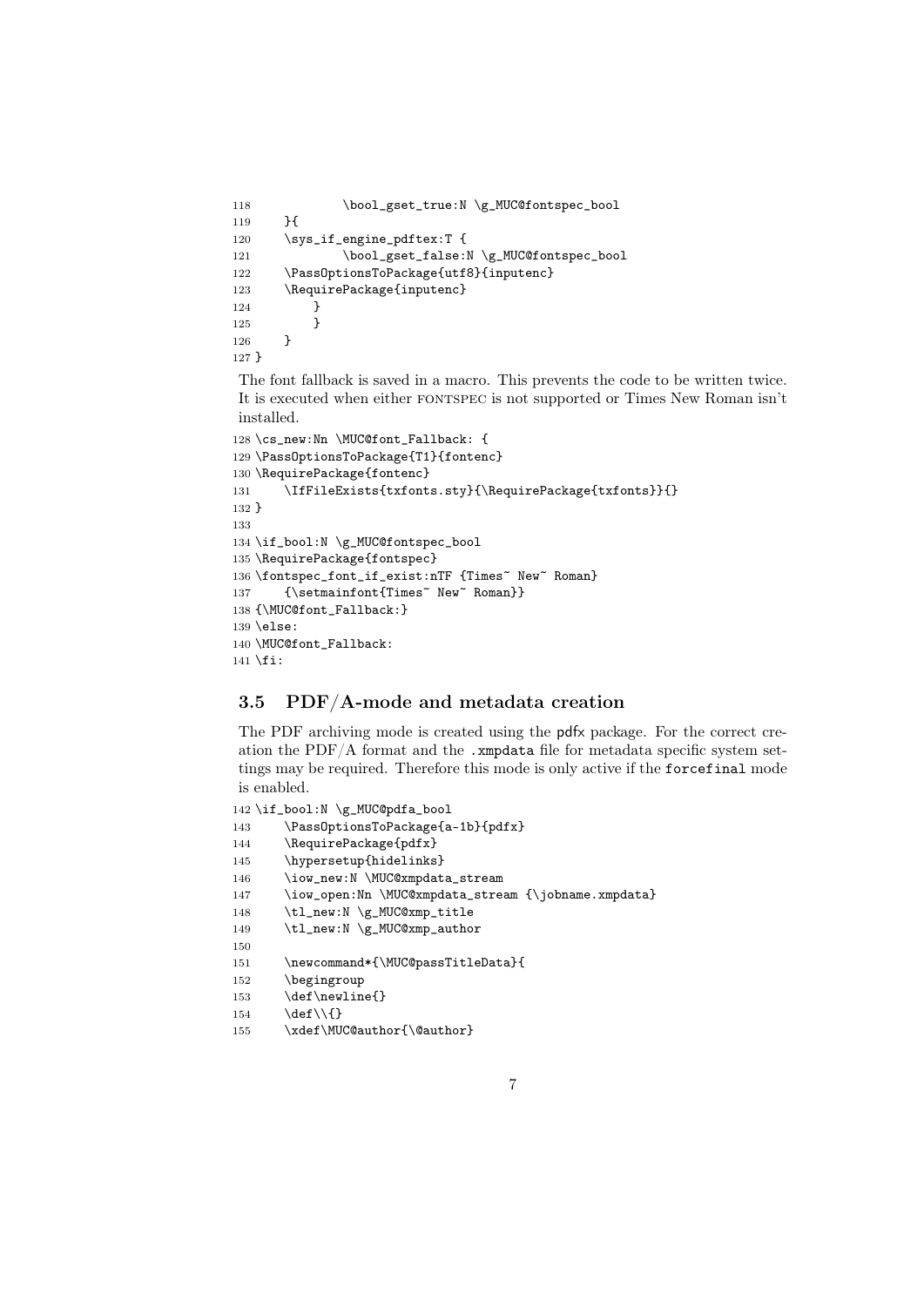```
118             \bool_gset_true:N \g_MUC@fontspec_bool
119     }{
120     \sys_if_engine_pdftex:T {
121             \bool_gset_false:N \g_MUC@fontspec_bool
122     \PassOptionsToPackage{utf8}{inputenc}
123     \RequirePackage{inputenc}
124         }
125         }
126     }
127 }
```

The font fallback is saved in a macro. This prevents the code to be written twice. It is executed when either FONTSPEC is not supported or Times New Roman isn't installed.

```
128 \cs_new:Nn \MUC@font_Fallback: {
129 \PassOptionsToPackage{T1}{fontenc}
130 \RequirePackage{fontenc}
131     \IfFileExists{txfonts.sty}{\RequirePackage{txfonts}}{}
132 }
133
134 \if_bool:N \g_MUC@fontspec_bool
135 \RequirePackage{fontspec}
136 \fontspec_font_if_exist:nTF {Times~ New~ Roman}
137     {\setmainfont{Times~ New~ Roman}}
138 {\MUC@font_Fallback:}
139 \else:
140 \MUC@font_Fallback:
141 \fi:
```

### 3.5 PDF/A-mode and metadata creation

The PDF archiving mode is created using the pdfx package. For the correct creation the PDF/A format and the `.xmpdata` file for metadata specific system settings may be required. Therefore this mode is only active if the `forcefinal` mode is enabled.

```
142 \if_bool:N \g_MUC@pdfa_bool
143     \PassOptionsToPackage{a-1b}{pdfx}
144     \RequirePackage{pdfx}
145     \hypersetup{hidelinks}
146     \iow_new:N \MUC@xmpdata_stream
147     \iow_open:Nn \MUC@xmpdata_stream {\jobname.xmpdata}
148     \tl_new:N \g_MUC@xmp_title
149     \tl_new:N \g_MUC@xmp_author
150
151     \newcommand*{\MUC@passTitleData}{
152     \begingroup
153     \def\newline{}
154     \def\\{}
155     \xdef\MUC@author{\@author}
```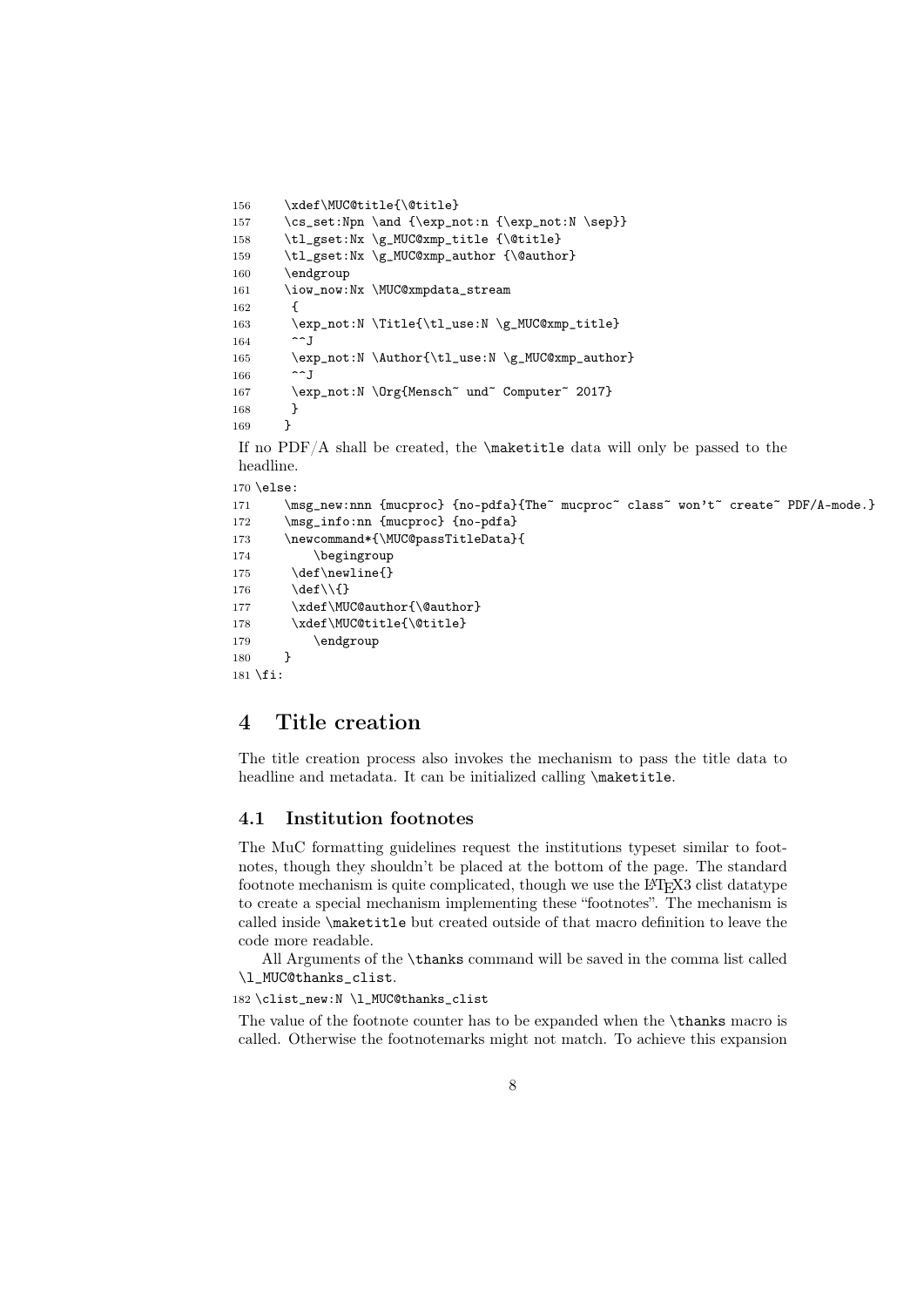```
156     \xdef\MUC@title{\@title}
157     \cs_set:Npn \and {\exp_not:n {\exp_not:N \sep}}
158     \tl_gset:Nx \g_MUC@xmp_title {\@title}
159     \tl_gset:Nx \g_MUC@xmp_author {\@author}
160     \endgroup
161     \iow_now:Nx \MUC@xmpdata_stream
162      {
163      \exp_not:N \Title{\tl_use:N \g_MUC@xmp_title}
164      ^^J
165      \exp_not:N \Author{\tl_use:N \g_MUC@xmp_author}
166      ^^J
167      \exp_not:N \Org{Mensch~ und~ Computer~ 2017}
168      }
169     }
```

If no PDF/A shall be created, the \maketitle data will only be passed to the headline.

```
170 \else:
171     \msg_new:nnn {mucproc} {no-pdfa}{The~ mucproc~ class~ won't~ create~ PDF/A-mode.}
172     \msg_info:nn {mucproc} {no-pdfa}
173     \newcommand*{\MUC@passTitleData}{
174         \begingroup
175      \def\newline{}
176      \def\\{}
177      \xdef\MUC@author{\@author}
178      \xdef\MUC@title{\@title}
179         \endgroup
180     }
181 \fi:
```

# 4 Title creation

The title creation process also invokes the mechanism to pass the title data to headline and metadata. It can be initialized calling \maketitle.

## 4.1 Institution footnotes

The MuC formatting guidelines request the institutions typeset similar to footnotes, though they shouldn't be placed at the bottom of the page. The standard footnote mechanism is quite complicated, though we use the LaTeX3 clist datatype to create a special mechanism implementing these "footnotes". The mechanism is called inside \maketitle but created outside of that macro definition to leave the code more readable.

All Arguments of the \thanks command will be saved in the comma list called \l_MUC@thanks_clist.

```
182 \clist_new:N \l_MUC@thanks_clist
```

The value of the footnote counter has to be expanded when the \thanks macro is called. Otherwise the footnotemarks might not match. To achieve this expansion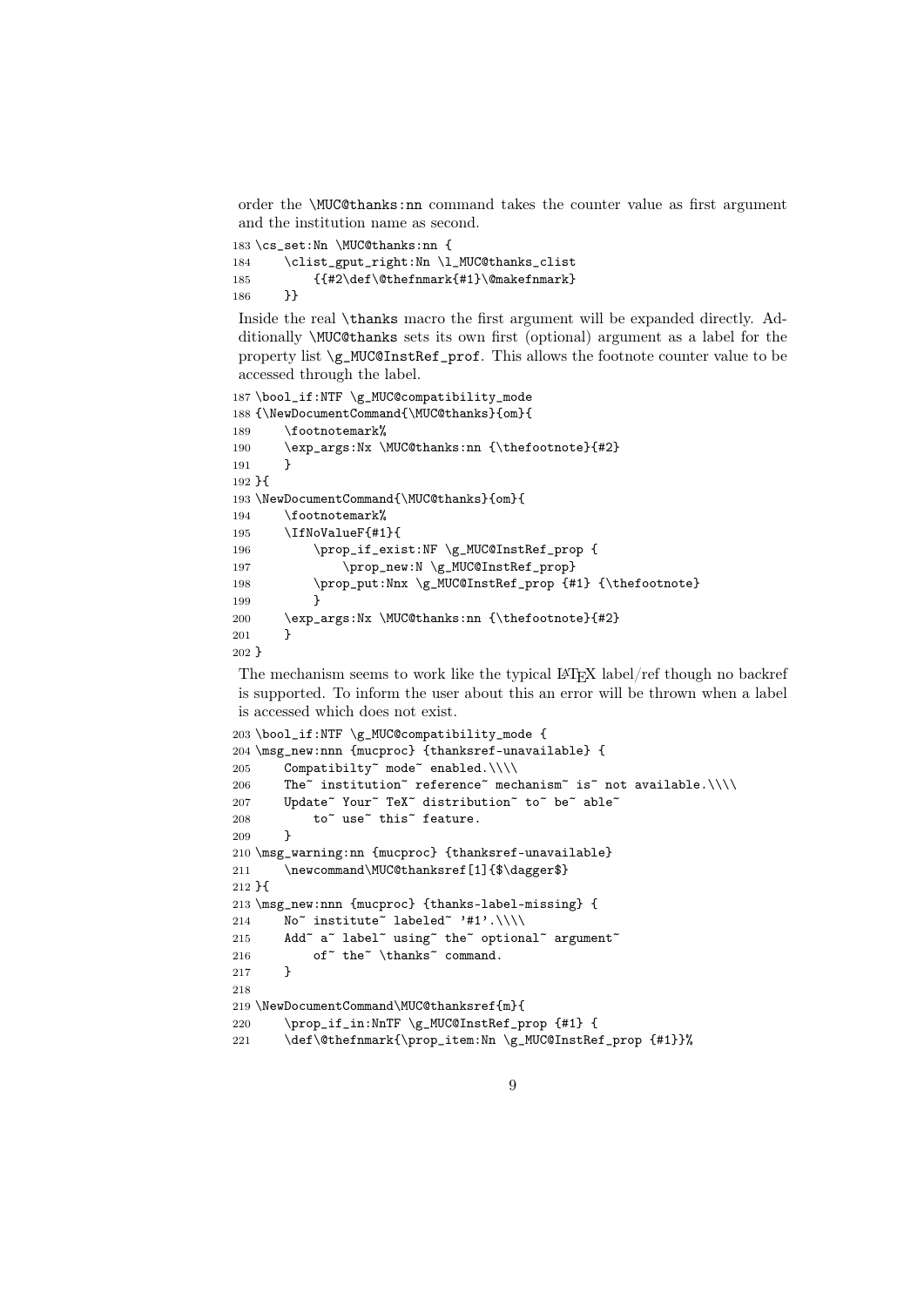order the \MUC@thanks:nn command takes the counter value as first argument and the institution name as second.

```
183 \cs_set:Nn \MUC@thanks:nn {
184     \clist_gput_right:Nn \l_MUC@thanks_clist
185         {{#2\def\@thefnmark{#1}\@makefnmark}
186     }}
```

Inside the real \thanks macro the first argument will be expanded directly. Additionally \MUC@thanks sets its own first (optional) argument as a label for the property list \g_MUC@InstRef_prof. This allows the footnote counter value to be accessed through the label.

```
187 \bool_if:NTF \g_MUC@compatibility_mode
188 {\NewDocumentCommand{\MUC@thanks}{om}{
189     \footnotemark%
190     \exp_args:Nx \MUC@thanks:nn {\thefootnote}{#2}
191     }
192 }{
193 \NewDocumentCommand{\MUC@thanks}{om}{
194     \footnotemark%
195     \IfNoValueF{#1}{
196         \prop_if_exist:NF \g_MUC@InstRef_prop {
197             \prop_new:N \g_MUC@InstRef_prop}
198         \prop_put:Nnx \g_MUC@InstRef_prop {#1} {\thefootnote}
199         }
200     \exp_args:Nx \MUC@thanks:nn {\thefootnote}{#2}
201     }
202 }
```

The mechanism seems to work like the typical LaTeX label/ref though no backref is supported. To inform the user about this an error will be thrown when a label is accessed which does not exist.

```
203 \bool_if:NTF \g_MUC@compatibility_mode {
204 \msg_new:nnn {mucproc} {thanksref-unavailable} {
205     Compatibilty~ mode~ enabled.\\\\
206     The~ institution~ reference~ mechanism~ is~ not available.\\\\
207     Update~ Your~ TeX~ distribution~ to~ be~ able~
208         to~ use~ this~ feature.
209     }
210 \msg_warning:nn {mucproc} {thanksref-unavailable}
211     \newcommand\MUC@thanksref[1]{$\dagger$}
212 }{
213 \msg_new:nnn {mucproc} {thanks-label-missing} {
214     No~ institute~ labeled~ '#1'.\\\\
215     Add~ a~ label~ using~ the~ optional~ argument~
216         of~ the~ \thanks~ command.
217     }
218
219 \NewDocumentCommand\MUC@thanksref{m}{
220     \prop_if_in:NnTF \g_MUC@InstRef_prop {#1} {
221     \def\@thefnmark{\prop_item:Nn \g_MUC@InstRef_prop {#1}}%
```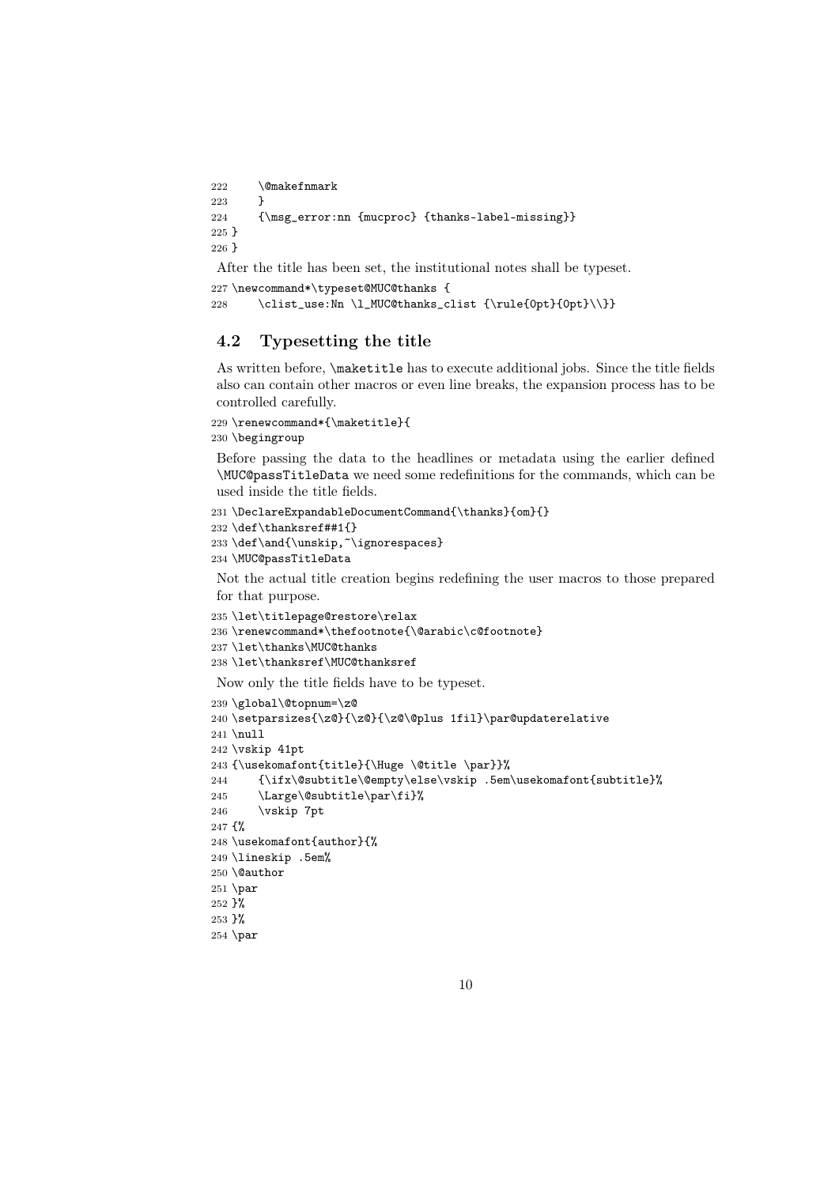```
222     \@makefnmark
223     }
224     {\msg_error:nn {mucproc} {thanks-label-missing}}
225 }
226 }
```

After the title has been set, the institutional notes shall be typeset.

```
227 \newcommand*\typeset@MUC@thanks {
228     \clist_use:Nn \l_MUC@thanks_clist {\rule{0pt}{0pt}\\}}
```

## 4.2 Typesetting the title

As written before, `\maketitle` has to execute additional jobs. Since the title fields also can contain other macros or even line breaks, the expansion process has to be controlled carefully.

```
229 \renewcommand*{\maketitle}{
230 \begingroup
```

Before passing the data to the headlines or metadata using the earlier defined `\MUC@passTitleData` we need some redefinitions for the commands, which can be used inside the title fields.

```
231 \DeclareExpandableDocumentCommand{\thanks}{om}{}
232 \def\thanksref##1{}
233 \def\and{\unskip,~\ignorespaces}
234 \MUC@passTitleData
```

Not the actual title creation begins redefining the user macros to those prepared for that purpose.

```
235 \let\titlepage@restore\relax
236 \renewcommand*\thefootnote{\@arabic\c@footnote}
237 \let\thanks\MUC@thanks
238 \let\thanksref\MUC@thanksref
```

Now only the title fields have to be typeset.

```
239 \global\@topnum=\z@
240 \setparsizes{\z@}{\z@}{\z@\@plus 1fil}\par@updaterelative
241 \null
242 \vskip 41pt
243 {\usekomafont{title}{\Huge \@title \par}}%
244     {\ifx\@subtitle\@empty\else\vskip .5em\usekomafont{subtitle}%
245     \Large\@subtitle\par\fi}%
246     \vskip 7pt
247 {%
248 \usekomafont{author}{%
249 \lineskip .5em%
250 \@author
251 \par
252 }%
253 }%
254 \par
```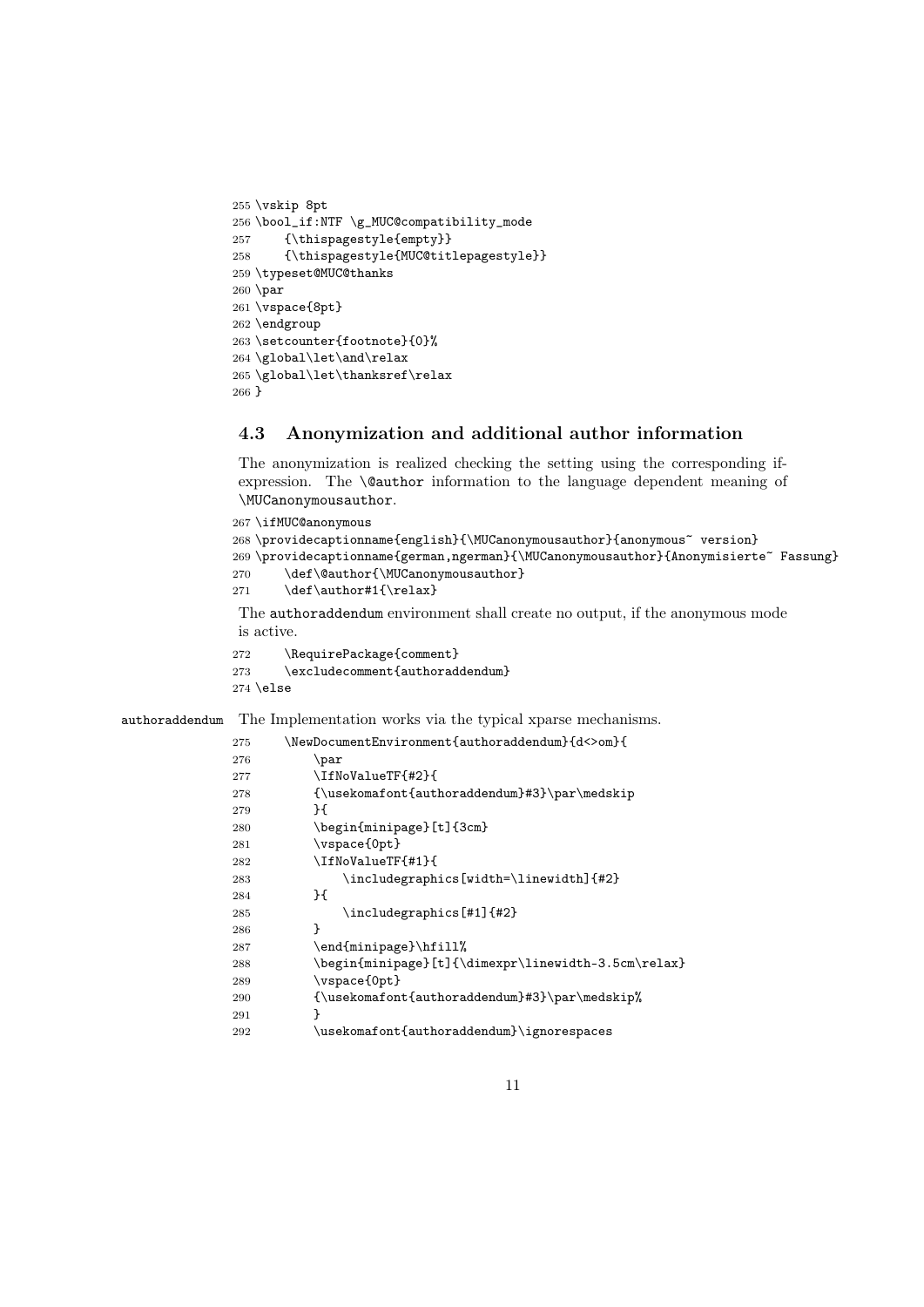```
255 \vskip 8pt
256 \bool_if:NTF \g_MUC@compatibility_mode
257     {\thispagestyle{empty}}
258     {\thispagestyle{MUC@titlepagestyle}}
259 \typeset@MUC@thanks
260 \par
261 \vspace{8pt}
262 \endgroup
263 \setcounter{footnote}{0}%
264 \global\let\and\relax
265 \global\let\thanksref\relax
266 }
```

### 4.3 Anonymization and additional author information

The anonymization is realized checking the setting using the corresponding if-expression. The `\@author` information to the language dependent meaning of `\MUCanonymousauthor`.

```
267 \ifMUC@anonymous
268 \providecaptionname{english}{\MUCanonymousauthor}{anonymous~ version}
269 \providecaptionname{german,ngerman}{\MUCanonymousauthor}{Anonymisierte~ Fassung}
270     \def\@author{\MUCanonymousauthor}
271     \def\author#1{\relax}
```

The `authoraddendum` environment shall create no output, if the anonymous mode is active.

```
272     \RequirePackage{comment}
273     \excludecomment{authoraddendum}
274 \else
```

`authoraddendum` The Implementation works via the typical xparse mechanisms.

```
275     \NewDocumentEnvironment{authoraddendum}{d<>om}{
276         \par
277         \IfNoValueTF{#2}{
278         {\usekomafont{authoraddendum}#3}\par\medskip
279         }{
280         \begin{minipage}[t]{3cm}
281         \vspace{0pt}
282         \IfNoValueTF{#1}{
283             \includegraphics[width=\linewidth]{#2}
284         }{
285             \includegraphics[#1]{#2}
286         }
287         \end{minipage}\hfill%
288         \begin{minipage}[t]{\dimexpr\linewidth-3.5cm\relax}
289         \vspace{0pt}
290         {\usekomafont{authoraddendum}#3}\par\medskip%
291         }
292         \usekomafont{authoraddendum}\ignorespaces
```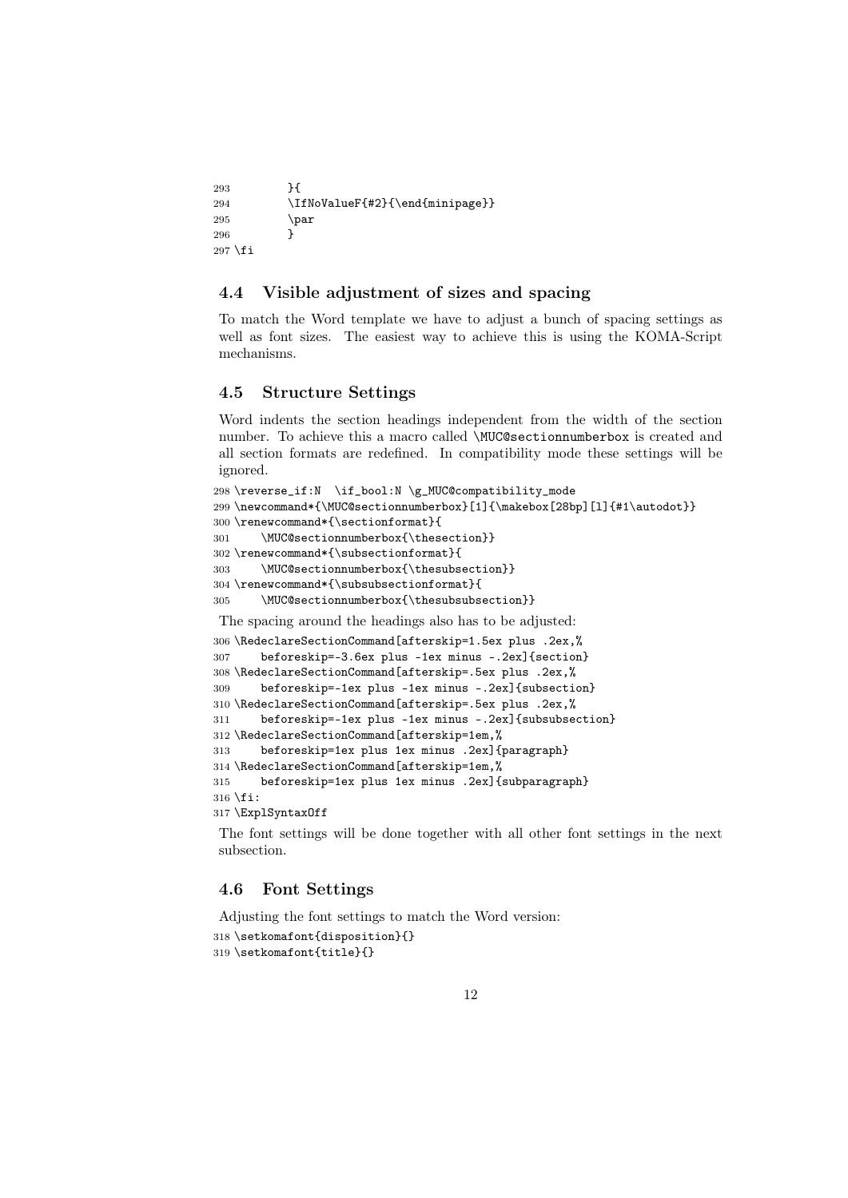```
293         }{
294         \IfNoValueF{#2}{\end{minipage}}
295         \par
296         }
297 \fi
```

## 4.4 Visible adjustment of sizes and spacing

To match the Word template we have to adjust a bunch of spacing settings as well as font sizes. The easiest way to achieve this is using the KOMA-Script mechanisms.

## 4.5 Structure Settings

Word indents the section headings independent from the width of the section number. To achieve this a macro called `\MUC@sectionnumberbox` is created and all section formats are redefined. In compatibility mode these settings will be ignored.

```
298 \reverse_if:N  \if_bool:N \g_MUC@compatibility_mode
299 \newcommand*{\MUC@sectionnumberbox}[1]{\makebox[28bp][l]{#1\autodot}}
300 \renewcommand*{\sectionformat}{
301     \MUC@sectionnumberbox{\thesection}}
302 \renewcommand*{\subsectionformat}{
303     \MUC@sectionnumberbox{\thesubsection}}
304 \renewcommand*{\subsubsectionformat}{
305     \MUC@sectionnumberbox{\thesubsubsection}}
```

The spacing around the headings also has to be adjusted:

```
306 \RedeclareSectionCommand[afterskip=1.5ex plus .2ex,%
307     beforeskip=-3.6ex plus -1ex minus -.2ex]{section}
308 \RedeclareSectionCommand[afterskip=.5ex plus .2ex,%
309     beforeskip=-1ex plus -1ex minus -.2ex]{subsection}
310 \RedeclareSectionCommand[afterskip=.5ex plus .2ex,%
311     beforeskip=-1ex plus -1ex minus -.2ex]{subsubsection}
312 \RedeclareSectionCommand[afterskip=1em,%
313     beforeskip=1ex plus 1ex minus .2ex]{paragraph}
314 \RedeclareSectionCommand[afterskip=1em,%
315     beforeskip=1ex plus 1ex minus .2ex]{subparagraph}
316 \fi:
317 \ExplSyntaxOff
```

The font settings will be done together with all other font settings in the next subsection.

## 4.6 Font Settings

Adjusting the font settings to match the Word version:

```
318 \setkomafont{disposition}{}
319 \setkomafont{title}{}
```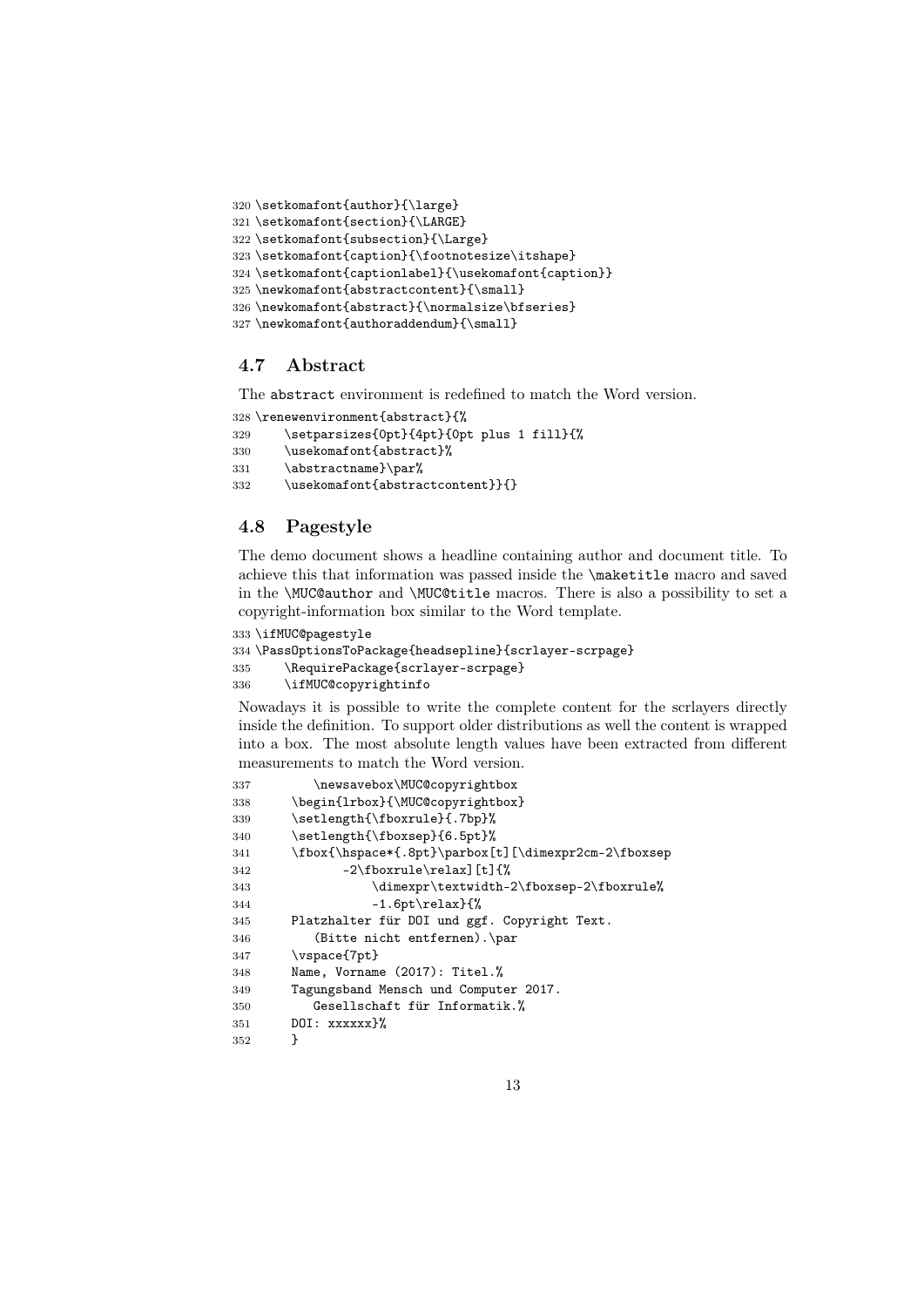```
320 \setkomafont{author}{\large}
321 \setkomafont{section}{\LARGE}
322 \setkomafont{subsection}{\Large}
323 \setkomafont{caption}{\footnotesize\itshape}
324 \setkomafont{captionlabel}{\usekomafont{caption}}
325 \newkomafont{abstractcontent}{\small}
326 \newkomafont{abstract}{\normalsize\bfseries}
327 \newkomafont{authoraddendum}{\small}
```

### 4.7 Abstract

The `abstract` environment is redefined to match the Word version.

```
328 \renewenvironment{abstract}{%
329     \setparsizes{0pt}{4pt}{0pt plus 1 fill}{%
330     \usekomafont{abstract}%
331     \abstractname}\par%
332     \usekomafont{abstractcontent}}{}
```

### 4.8 Pagestyle

The demo document shows a headline containing author and document title. To achieve this that information was passed inside the `\maketitle` macro and saved in the `\MUC@author` and `\MUC@title` macros. There is also a possibility to set a copyright-information box similar to the Word template.

```
333 \ifMUC@pagestyle
334 \PassOptionsToPackage{headsepline}{scrlayer-scrpage}
335     \RequirePackage{scrlayer-scrpage}
336     \ifMUC@copyrightinfo
```

Nowadays it is possible to write the complete content for the scrlayers directly inside the definition. To support older distributions as well the content is wrapped into a box. The most absolute length values have been extracted from different measurements to match the Word version.

```
337         \newsavebox\MUC@copyrightbox
338     \begin{lrbox}{\MUC@copyrightbox}
339     \setlength{\fboxrule}{.7bp}%
340     \setlength{\fboxsep}{6.5pt}%
341     \fbox{\hspace*{.8pt}\parbox[t][\dimexpr2cm-2\fboxsep
342           -2\fboxrule\relax][t]{%
343               \dimexpr\textwidth-2\fboxsep-2\fboxrule%
344               -1.6pt\relax}{%
345     Platzhalter für DOI und ggf. Copyright Text.
346        (Bitte nicht entfernen).\par
347     \vspace{7pt}
348     Name, Vorname (2017): Titel.%
349     Tagungsband Mensch und Computer 2017.
350        Gesellschaft für Informatik.%
351     DOI: xxxxxx}%
352     }
```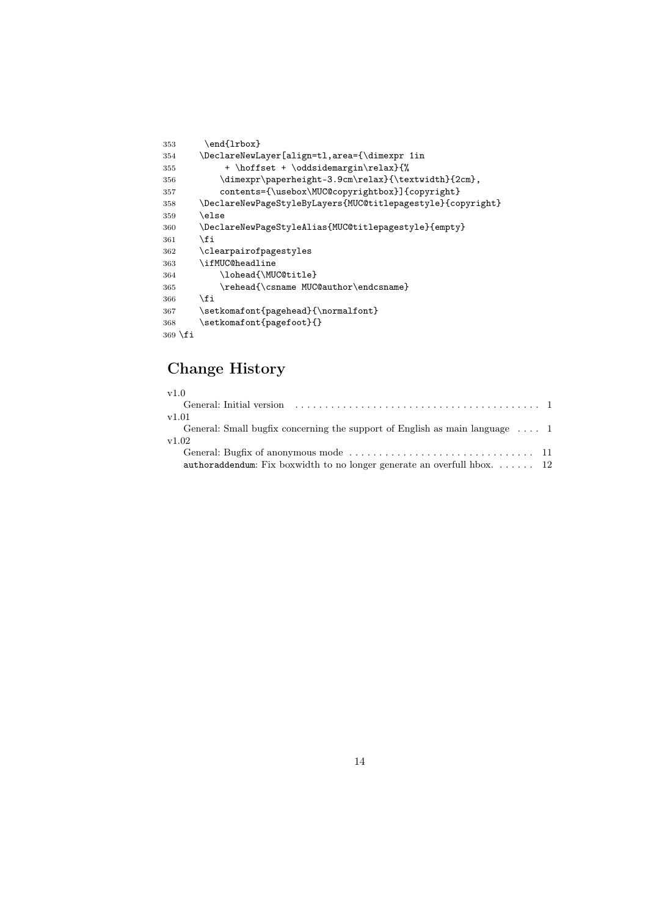```
353     \end{lrbox}
354    \DeclareNewLayer[align=tl,area={\dimexpr 1in
355         + \hoffset + \oddsidemargin\relax}{%
356        \dimexpr\paperheight-3.9cm\relax}{\textwidth}{2cm},
357        contents={\usebox\MUC@copyrightbox}]{copyright}
358    \DeclareNewPageStyleByLayers{MUC@titlepagestyle}{copyright}
359    \else
360    \DeclareNewPageStyleAlias{MUC@titlepagestyle}{empty}
361    \fi
362    \clearpairofpagestyles
363    \ifMUC@headline
364        \lohead{\MUC@title}
365        \rehead{\csname MUC@author\endcsname}
366    \fi
367    \setkomafont{pagehead}{\normalfont}
368    \setkomafont{pagefoot}{}
369 \fi
```

# Change History

v1.0

General: Initial version . . . . . . . . . . . . . . . . . . . . . . . . . . . . . . . . . . . . . . . . 1

v1.01

General: Small bugfix concerning the support of English as main language . . . . 1

v1.02

General: Bugfix of anonymous mode . . . . . . . . . . . . . . . . . . . . . . . . . . . . . . 11

`authoraddendum`: Fix boxwidth to no longer generate an overfull hbox. . . . . . . 12